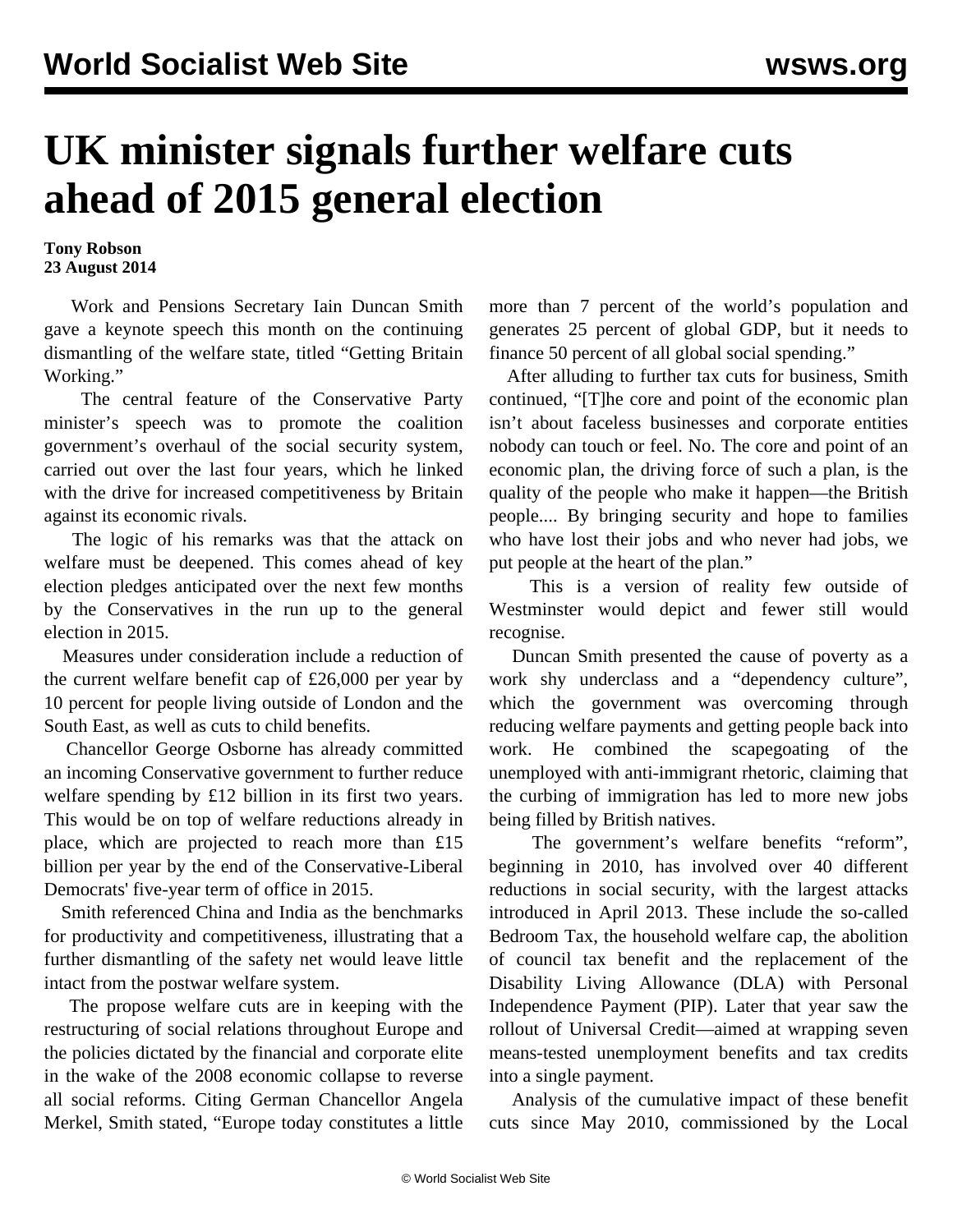# UK minister signals further welfare cuts ahead of 2015 general election

**Tony Robson**
**23 August 2014**

Work and Pensions Secretary Iain Duncan Smith gave a keynote speech this month on the continuing dismantling of the welfare state, titled "Getting Britain Working."

The central feature of the Conservative Party minister's speech was to promote the coalition government's overhaul of the social security system, carried out over the last four years, which he linked with the drive for increased competitiveness by Britain against its economic rivals.

The logic of his remarks was that the attack on welfare must be deepened. This comes ahead of key election pledges anticipated over the next few months by the Conservatives in the run up to the general election in 2015.

Measures under consideration include a reduction of the current welfare benefit cap of £26,000 per year by 10 percent for people living outside of London and the South East, as well as cuts to child benefits.

Chancellor George Osborne has already committed an incoming Conservative government to further reduce welfare spending by £12 billion in its first two years. This would be on top of welfare reductions already in place, which are projected to reach more than £15 billion per year by the end of the Conservative-Liberal Democrats' five-year term of office in 2015.

Smith referenced China and India as the benchmarks for productivity and competitiveness, illustrating that a further dismantling of the safety net would leave little intact from the postwar welfare system.

The propose welfare cuts are in keeping with the restructuring of social relations throughout Europe and the policies dictated by the financial and corporate elite in the wake of the 2008 economic collapse to reverse all social reforms. Citing German Chancellor Angela Merkel, Smith stated, "Europe today constitutes a little more than 7 percent of the world's population and generates 25 percent of global GDP, but it needs to finance 50 percent of all global social spending."

After alluding to further tax cuts for business, Smith continued, "[T]he core and point of the economic plan isn't about faceless businesses and corporate entities nobody can touch or feel. No. The core and point of an economic plan, the driving force of such a plan, is the quality of the people who make it happen—the British people.... By bringing security and hope to families who have lost their jobs and who never had jobs, we put people at the heart of the plan."

This is a version of reality few outside of Westminster would depict and fewer still would recognise.

Duncan Smith presented the cause of poverty as a work shy underclass and a "dependency culture", which the government was overcoming through reducing welfare payments and getting people back into work. He combined the scapegoating of the unemployed with anti-immigrant rhetoric, claiming that the curbing of immigration has led to more new jobs being filled by British natives.

The government's welfare benefits "reform", beginning in 2010, has involved over 40 different reductions in social security, with the largest attacks introduced in April 2013. These include the so-called Bedroom Tax, the household welfare cap, the abolition of council tax benefit and the replacement of the Disability Living Allowance (DLA) with Personal Independence Payment (PIP). Later that year saw the rollout of Universal Credit—aimed at wrapping seven means-tested unemployment benefits and tax credits into a single payment.

Analysis of the cumulative impact of these benefit cuts since May 2010, commissioned by the Local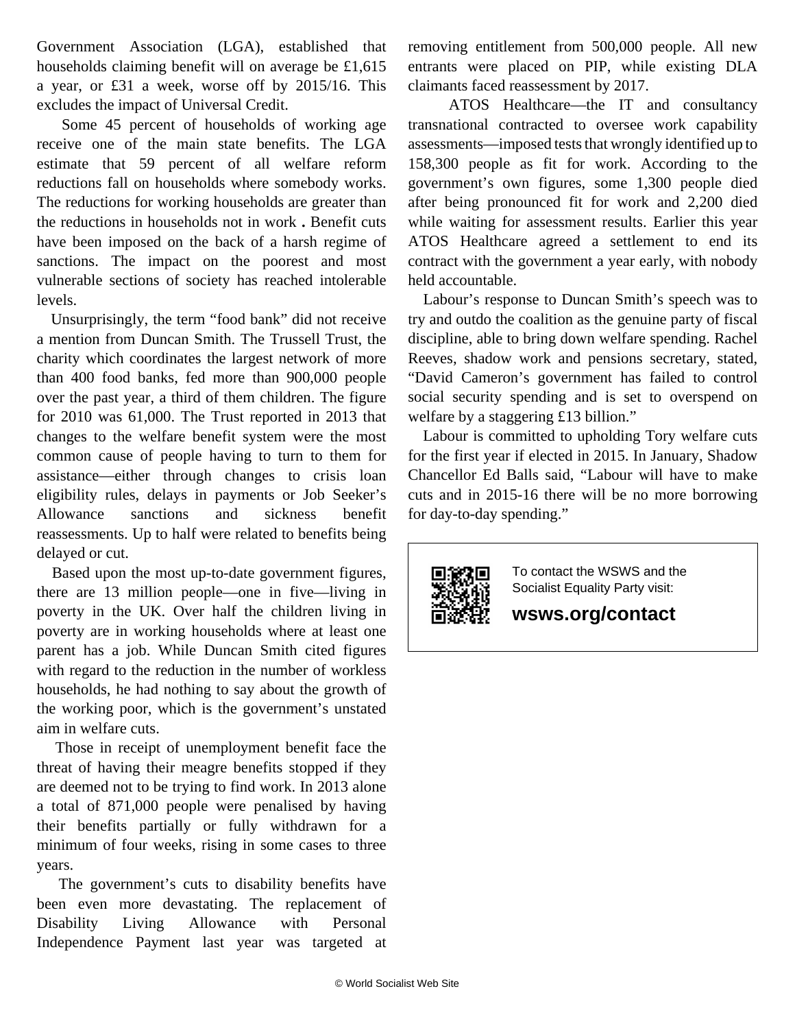Government Association (LGA), established that households claiming benefit will on average be £1,615 a year, or £31 a week, worse off by 2015/16. This excludes the impact of Universal Credit.

Some 45 percent of households of working age receive one of the main state benefits. The LGA estimate that 59 percent of all welfare reform reductions fall on households where somebody works. The reductions for working households are greater than the reductions in households not in work **.** Benefit cuts have been imposed on the back of a harsh regime of sanctions. The impact on the poorest and most vulnerable sections of society has reached intolerable levels.

Unsurprisingly, the term "food bank" did not receive a mention from Duncan Smith. The Trussell Trust, the charity which coordinates the largest network of more than 400 food banks, fed more than 900,000 people over the past year, a third of them children. The figure for 2010 was 61,000. The Trust reported in 2013 that changes to the welfare benefit system were the most common cause of people having to turn to them for assistance—either through changes to crisis loan eligibility rules, delays in payments or Job Seeker's Allowance sanctions and sickness benefit reassessments. Up to half were related to benefits being delayed or cut.

Based upon the most up-to-date government figures, there are 13 million people—one in five—living in poverty in the UK. Over half the children living in poverty are in working households where at least one parent has a job. While Duncan Smith cited figures with regard to the reduction in the number of workless households, he had nothing to say about the growth of the working poor, which is the government's unstated aim in welfare cuts.

Those in receipt of unemployment benefit face the threat of having their meagre benefits stopped if they are deemed not to be trying to find work. In 2013 alone a total of 871,000 people were penalised by having their benefits partially or fully withdrawn for a minimum of four weeks, rising in some cases to three years.

The government's cuts to disability benefits have been even more devastating. The replacement of Disability Living Allowance with Personal Independence Payment last year was targeted at removing entitlement from 500,000 people. All new entrants were placed on PIP, while existing DLA claimants faced reassessment by 2017.

ATOS Healthcare—the IT and consultancy transnational contracted to oversee work capability assessments—imposed tests that wrongly identified up to 158,300 people as fit for work. According to the government's own figures, some 1,300 people died after being pronounced fit for work and 2,200 died while waiting for assessment results. Earlier this year ATOS Healthcare agreed a settlement to end its contract with the government a year early, with nobody held accountable.

Labour's response to Duncan Smith's speech was to try and outdo the coalition as the genuine party of fiscal discipline, able to bring down welfare spending. Rachel Reeves, shadow work and pensions secretary, stated, "David Cameron's government has failed to control social security spending and is set to overspend on welfare by a staggering £13 billion."

Labour is committed to upholding Tory welfare cuts for the first year if elected in 2015. In January, Shadow Chancellor Ed Balls said, "Labour will have to make cuts and in 2015-16 there will be no more borrowing for day-to-day spending."

To contact the WSWS and the Socialist Equality Party visit:

**wsws.org/contact**